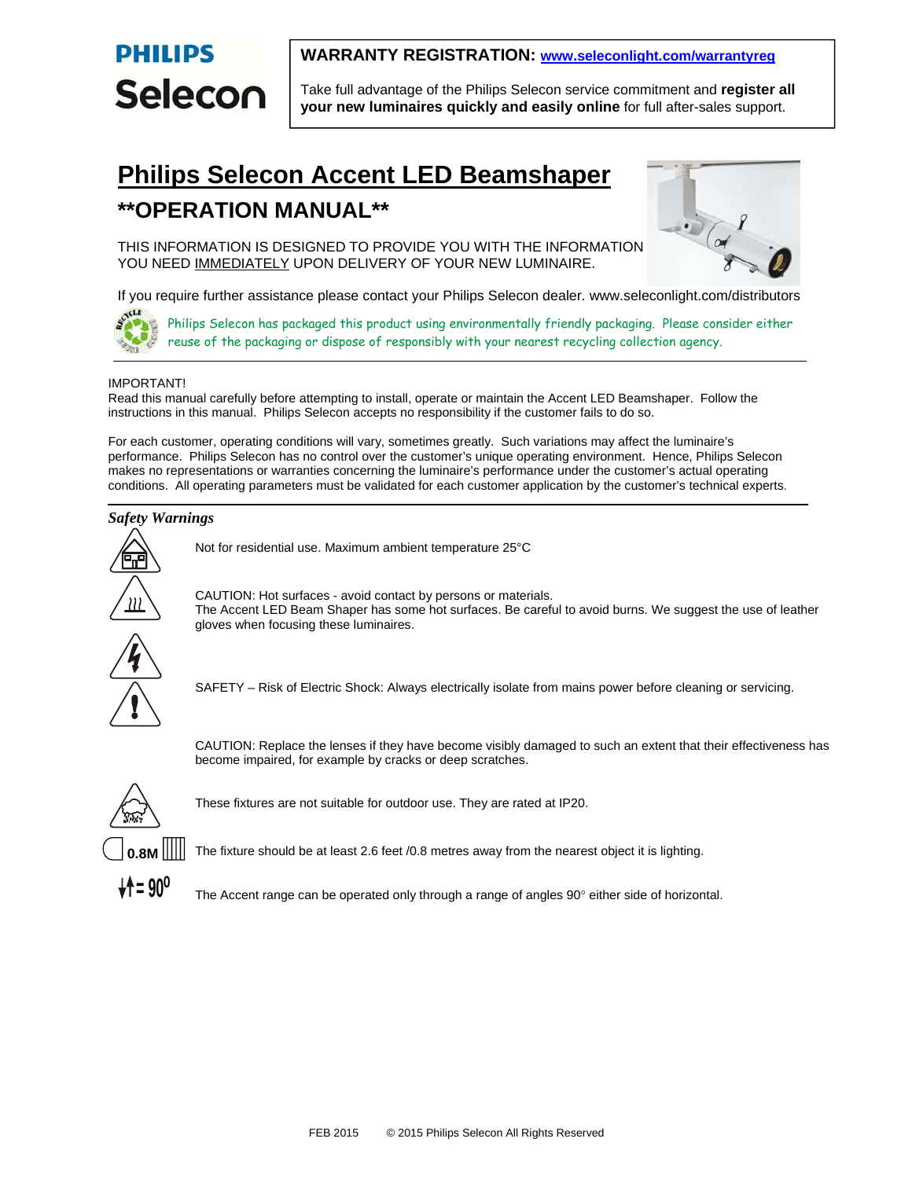**PHILIPS**
**Selecon**

**WARRANTY REGISTRATION:** [www.seleconlight.com/warrantyreg](http://www.seleconlight.com/warrantyreg)

Take full advantage of the Philips Selecon service commitment and **register all your new luminaires quickly and easily online** for full after-sales support.

# Philips Selecon Accent LED Beamshaper

## **OPERATION MANUAL**

THIS INFORMATION IS DESIGNED TO PROVIDE YOU WITH THE INFORMATION YOU NEED IMMEDIATELY UPON DELIVERY OF YOUR NEW LUMINAIRE.

If you require further assistance please contact your Philips Selecon dealer. www.seleconlight.com/distributors

Philips Selecon has packaged this product using environmentally friendly packaging. Please consider either reuse of the packaging or dispose of responsibly with your nearest recycling collection agency.

---

IMPORTANT!
Read this manual carefully before attempting to install, operate or maintain the Accent LED Beamshaper. Follow the instructions in this manual. Philips Selecon accepts no responsibility if the customer fails to do so.

For each customer, operating conditions will vary, sometimes greatly. Such variations may affect the luminaire's performance. Philips Selecon has no control over the customer's unique operating environment. Hence, Philips Selecon makes no representations or warranties concerning the luminaire's performance under the customer's actual operating conditions. All operating parameters must be validated for each customer application by the customer's technical experts.

---

***Safety Warnings***

Not for residential use. Maximum ambient temperature 25°C

CAUTION: Hot surfaces - avoid contact by persons or materials.
The Accent LED Beam Shaper has some hot surfaces. Be careful to avoid burns. We suggest the use of leather gloves when focusing these luminaires.

SAFETY – Risk of Electric Shock: Always electrically isolate from mains power before cleaning or servicing.

CAUTION: Replace the lenses if they have become visibly damaged to such an extent that their effectiveness has become impaired, for example by cracks or deep scratches.

These fixtures are not suitable for outdoor use. They are rated at IP20.

0.8M — The fixture should be at least 2.6 feet /0.8 metres away from the nearest object it is lighting.

= 90° — The Accent range can be operated only through a range of angles 90° either side of horizontal.

FEB 2015 © 2015 Philips Selecon All Rights Reserved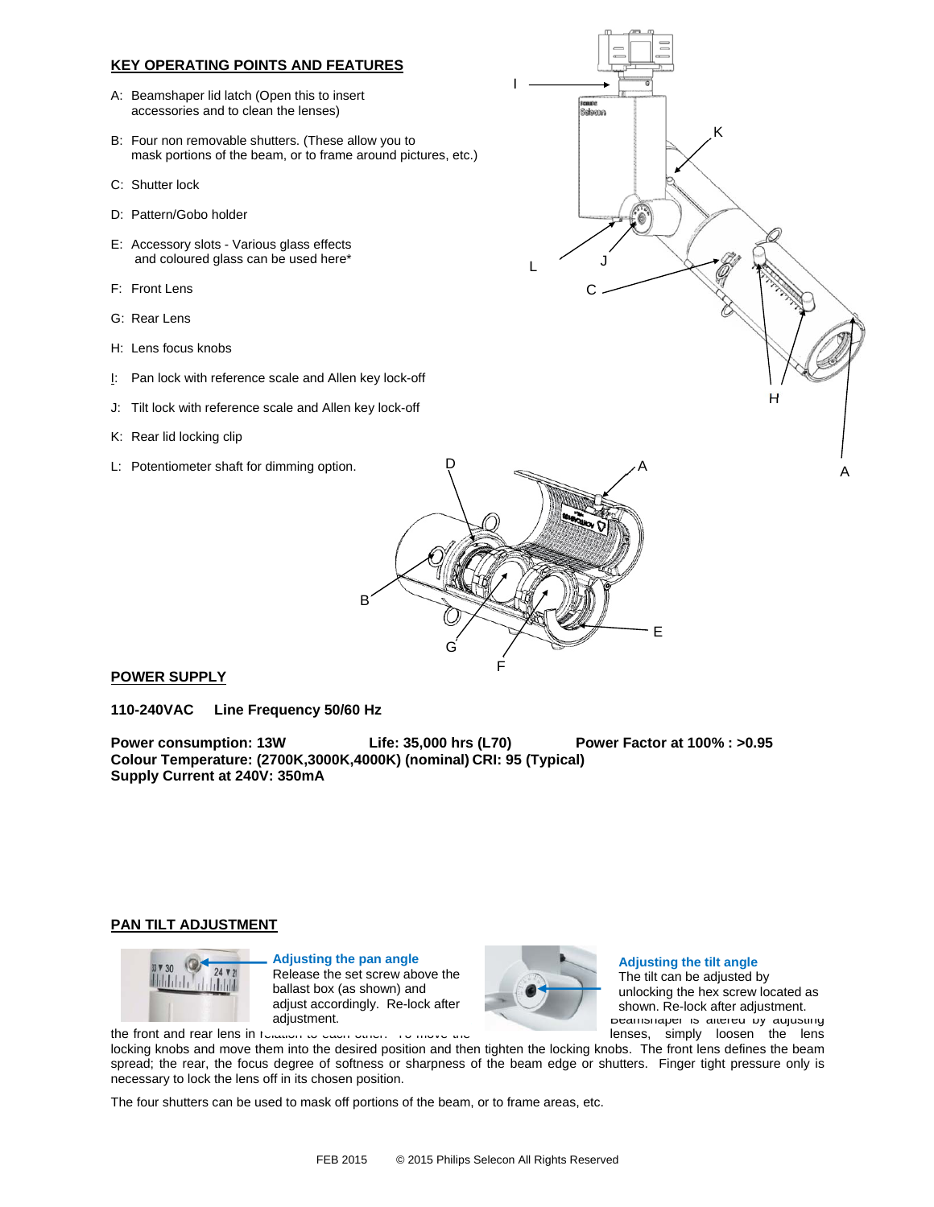## KEY OPERATING POINTS AND FEATURES

A: Beamshaper lid latch (Open this to insert accessories and to clean the lenses)

B: Four non removable shutters. (These allow you to mask portions of the beam, or to frame around pictures, etc.)

C: Shutter lock

D: Pattern/Gobo holder

E: Accessory slots - Various glass effects and coloured glass can be used here*

F: Front Lens

G: Rear Lens

H: Lens focus knobs

I: Pan lock with reference scale and Allen key lock-off

J: Tilt lock with reference scale and Allen key lock-off

K: Rear lid locking clip

L: Potentiometer shaft for dimming option.

## POWER SUPPLY

**110-240VAC Line Frequency 50/60 Hz**

**Power consumption: 13W Life: 35,000 hrs (L70) Power Factor at 100% : >0.95**
**Colour Temperature: (2700K,3000K,4000K) (nominal) CRI: 95 (Typical)**
**Supply Current at 240V: 350mA**

## PAN TILT ADJUSTMENT

**Adjusting the pan angle**
Release the set screw above the ballast box (as shown) and adjust accordingly. Re-lock after adjustment.

**Adjusting the tilt angle**
The tilt can be adjusted by unlocking the hex screw located as shown. Re-lock after adjustment.

Beamshaper is altered by adjusting the front and rear lens in relation to each other. To move the lenses, simply loosen the lens locking knobs and move them into the desired position and then tighten the locking knobs. The front lens defines the beam spread; the rear, the focus degree of softness or sharpness of the beam edge or shutters. Finger tight pressure only is necessary to lock the lens off in its chosen position.

The four shutters can be used to mask off portions of the beam, or to frame areas, etc.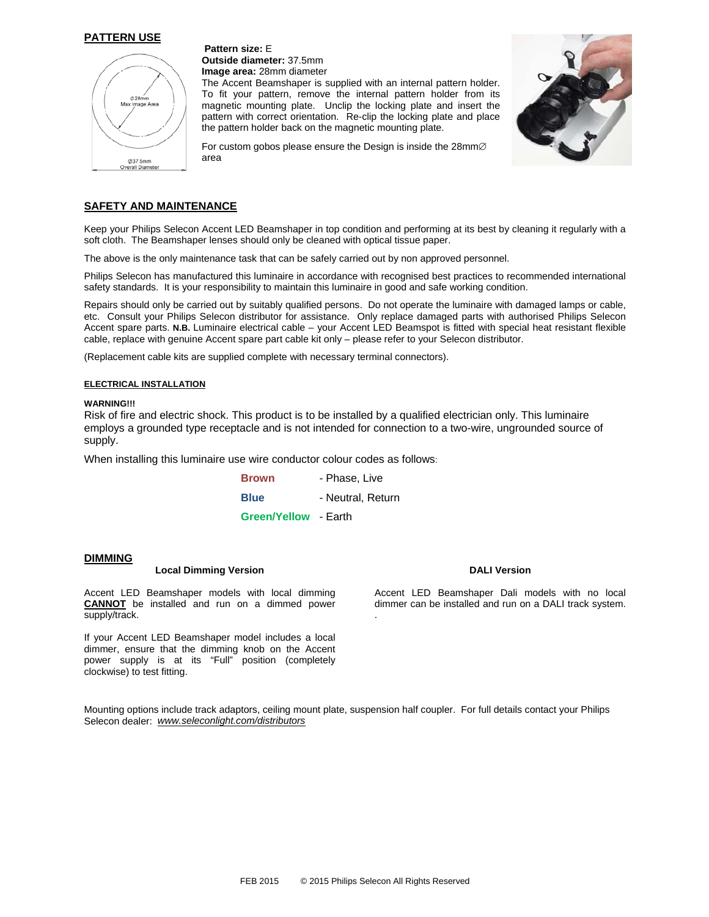## PATTERN USE

**Pattern size:** E
**Outside diameter:** 37.5mm
**Image area:** 28mm diameter

The Accent Beamshaper is supplied with an internal pattern holder. To fit your pattern, remove the internal pattern holder from its magnetic mounting plate. Unclip the locking plate and insert the pattern with correct orientation. Re-clip the locking plate and place the pattern holder back on the magnetic mounting plate.

For custom gobos please ensure the Design is inside the 28mm∅ area

## SAFETY AND MAINTENANCE

Keep your Philips Selecon Accent LED Beamshaper in top condition and performing at its best by cleaning it regularly with a soft cloth. The Beamshaper lenses should only be cleaned with optical tissue paper.

The above is the only maintenance task that can be safely carried out by non approved personnel.

Philips Selecon has manufactured this luminaire in accordance with recognised best practices to recommended international safety standards. It is your responsibility to maintain this luminaire in good and safe working condition.

Repairs should only be carried out by suitably qualified persons. Do not operate the luminaire with damaged lamps or cable, etc. Consult your Philips Selecon distributor for assistance. Only replace damaged parts with authorised Philips Selecon Accent spare parts. **N.B.** Luminaire electrical cable – your Accent LED Beamspot is fitted with special heat resistant flexible cable, replace with genuine Accent spare part cable kit only – please refer to your Selecon distributor.

(Replacement cable kits are supplied complete with necessary terminal connectors).

### ELECTRICAL INSTALLATION

**WARNING!!!**

Risk of fire and electric shock. This product is to be installed by a qualified electrician only. This luminaire employs a grounded type receptacle and is not intended for connection to a two-wire, ungrounded source of supply.

When installing this luminaire use wire conductor colour codes as follows:

| | |
|---|---|
| **Brown** | - Phase, Live |
| **Blue** | - Neutral, Return |
| **Green/Yellow** | - Earth |

## DIMMING

**Local Dimming Version**

Accent LED Beamshaper models with local dimming **CANNOT** be installed and run on a dimmed power supply/track.

If your Accent LED Beamshaper model includes a local dimmer, ensure that the dimming knob on the Accent power supply is at its "Full" position (completely clockwise) to test fitting.

**DALI Version**

Accent LED Beamshaper Dali models with no local dimmer can be installed and run on a DALI track system.

Mounting options include track adaptors, ceiling mount plate, suspension half coupler. For full details contact your Philips Selecon dealer: *www.seleconlight.com/distributors*

FEB 2015 © 2015 Philips Selecon All Rights Reserved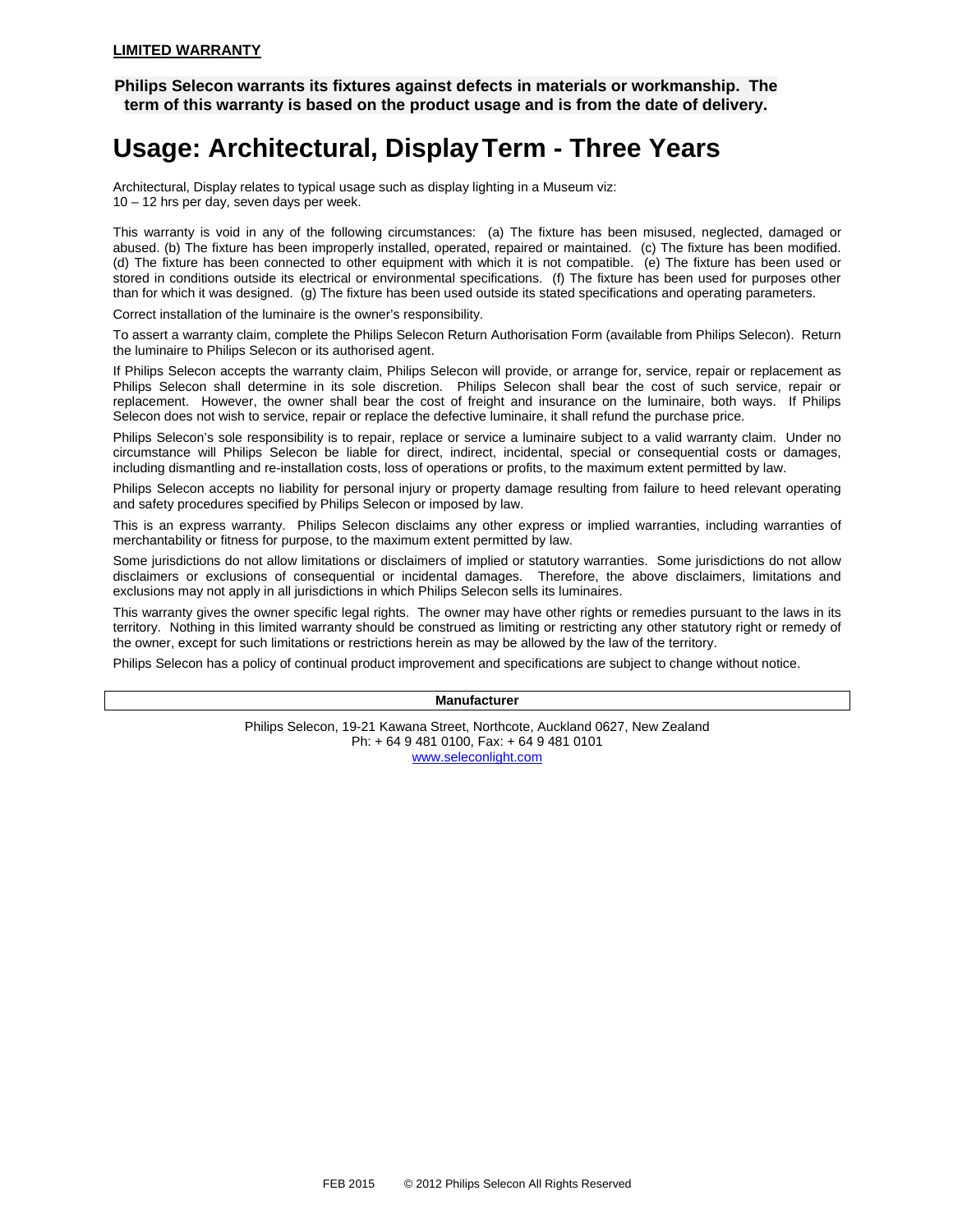**LIMITED WARRANTY**

**Philips Selecon warrants its fixtures against defects in materials or workmanship. The term of this warranty is based on the product usage and is from the date of delivery.**

# Usage: Architectural, Display Term - Three Years

Architectural, Display relates to typical usage such as display lighting in a Museum viz:
10 – 12 hrs per day, seven days per week.

This warranty is void in any of the following circumstances: (a) The fixture has been misused, neglected, damaged or abused. (b) The fixture has been improperly installed, operated, repaired or maintained. (c) The fixture has been modified. (d) The fixture has been connected to other equipment with which it is not compatible. (e) The fixture has been used or stored in conditions outside its electrical or environmental specifications. (f) The fixture has been used for purposes other than for which it was designed. (g) The fixture has been used outside its stated specifications and operating parameters.

Correct installation of the luminaire is the owner's responsibility.

To assert a warranty claim, complete the Philips Selecon Return Authorisation Form (available from Philips Selecon). Return the luminaire to Philips Selecon or its authorised agent.

If Philips Selecon accepts the warranty claim, Philips Selecon will provide, or arrange for, service, repair or replacement as Philips Selecon shall determine in its sole discretion. Philips Selecon shall bear the cost of such service, repair or replacement. However, the owner shall bear the cost of freight and insurance on the luminaire, both ways. If Philips Selecon does not wish to service, repair or replace the defective luminaire, it shall refund the purchase price.

Philips Selecon's sole responsibility is to repair, replace or service a luminaire subject to a valid warranty claim. Under no circumstance will Philips Selecon be liable for direct, indirect, incidental, special or consequential costs or damages, including dismantling and re-installation costs, loss of operations or profits, to the maximum extent permitted by law.

Philips Selecon accepts no liability for personal injury or property damage resulting from failure to heed relevant operating and safety procedures specified by Philips Selecon or imposed by law.

This is an express warranty. Philips Selecon disclaims any other express or implied warranties, including warranties of merchantability or fitness for purpose, to the maximum extent permitted by law.

Some jurisdictions do not allow limitations or disclaimers of implied or statutory warranties. Some jurisdictions do not allow disclaimers or exclusions of consequential or incidental damages. Therefore, the above disclaimers, limitations and exclusions may not apply in all jurisdictions in which Philips Selecon sells its luminaires.

This warranty gives the owner specific legal rights. The owner may have other rights or remedies pursuant to the laws in its territory. Nothing in this limited warranty should be construed as limiting or restricting any other statutory right or remedy of the owner, except for such limitations or restrictions herein as may be allowed by the law of the territory.

Philips Selecon has a policy of continual product improvement and specifications are subject to change without notice.

**Manufacturer**

Philips Selecon, 19-21 Kawana Street, Northcote, Auckland 0627, New Zealand
Ph: + 64 9 481 0100, Fax: + 64 9 481 0101
www.seleconlight.com

FEB 2015 © 2012 Philips Selecon All Rights Reserved